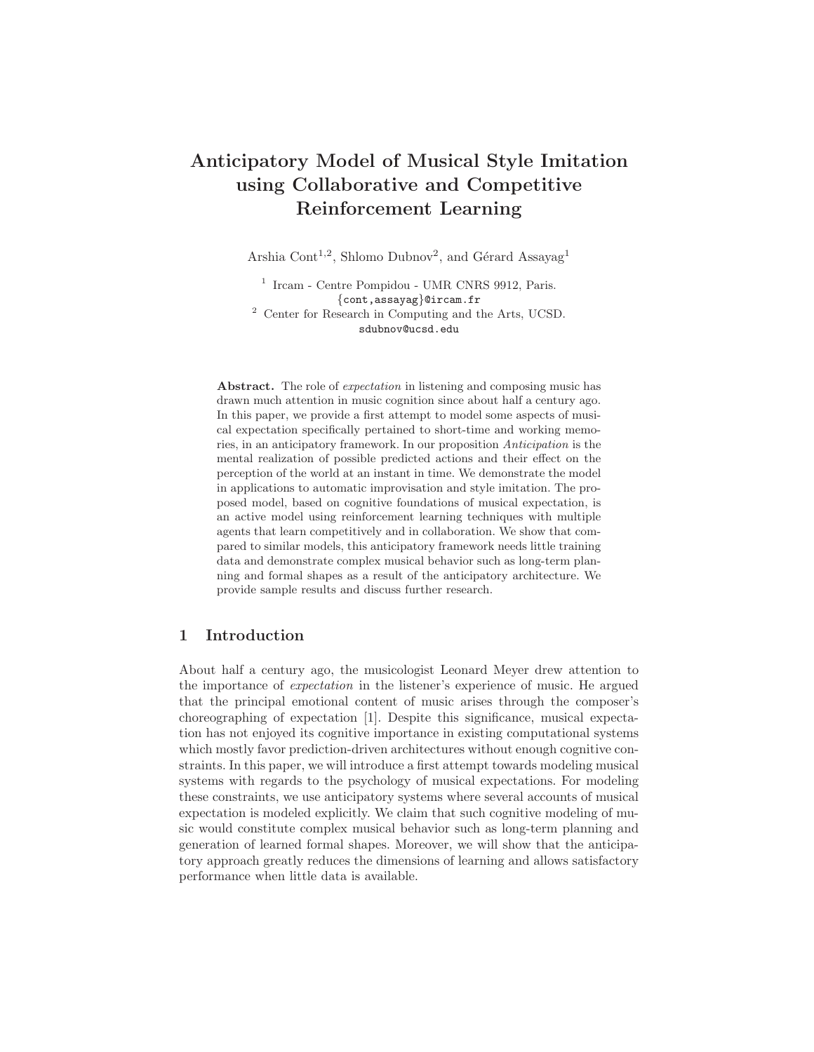# Anticipatory Model of Musical Style Imitation using Collaborative and Competitive Reinforcement Learning

Arshia Cont[1,2], Shlomo Dubnov[2], and Gérard Assayag[1]

[1] Ircam - Centre Pompidou - UMR CNRS 9912, Paris.
{cont,assayag}@ircam.fr

[2] Center for Research in Computing and the Arts, UCSD.
sdubnov@ucsd.edu

**Abstract.** The role of *expectation* in listening and composing music has drawn much attention in music cognition since about half a century ago. In this paper, we provide a first attempt to model some aspects of musical expectation specifically pertained to short-time and working memories, in an anticipatory framework. In our proposition *Anticipation* is the mental realization of possible predicted actions and their effect on the perception of the world at an instant in time. We demonstrate the model in applications to automatic improvisation and style imitation. The proposed model, based on cognitive foundations of musical expectation, is an active model using reinforcement learning techniques with multiple agents that learn competitively and in collaboration. We show that compared to similar models, this anticipatory framework needs little training data and demonstrate complex musical behavior such as long-term planning and formal shapes as a result of the anticipatory architecture. We provide sample results and discuss further research.

## 1 Introduction

About half a century ago, the musicologist Leonard Meyer drew attention to the importance of *expectation* in the listener's experience of music. He argued that the principal emotional content of music arises through the composer's choreographing of expectation [1]. Despite this significance, musical expectation has not enjoyed its cognitive importance in existing computational systems which mostly favor prediction-driven architectures without enough cognitive constraints. In this paper, we will introduce a first attempt towards modeling musical systems with regards to the psychology of musical expectations. For modeling these constraints, we use anticipatory systems where several accounts of musical expectation is modeled explicitly. We claim that such cognitive modeling of music would constitute complex musical behavior such as long-term planning and generation of learned formal shapes. Moreover, we will show that the anticipatory approach greatly reduces the dimensions of learning and allows satisfactory performance when little data is available.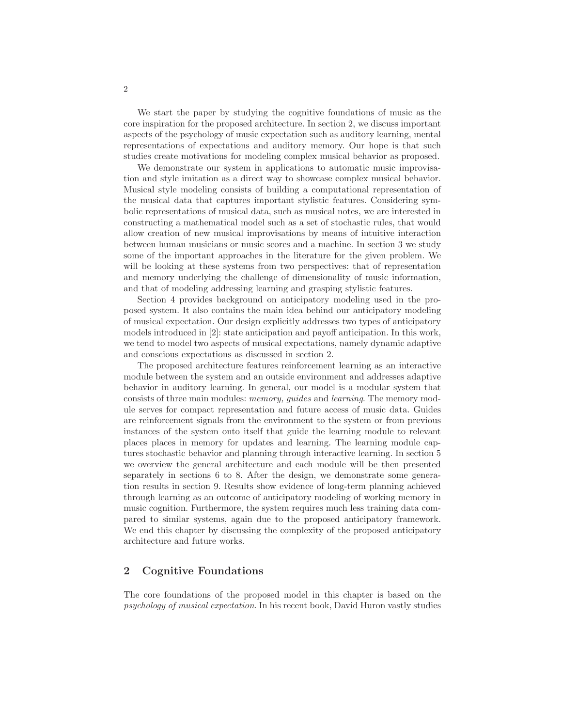We start the paper by studying the cognitive foundations of music as the core inspiration for the proposed architecture. In section 2, we discuss important aspects of the psychology of music expectation such as auditory learning, mental representations of expectations and auditory memory. Our hope is that such studies create motivations for modeling complex musical behavior as proposed.

We demonstrate our system in applications to automatic music improvisation and style imitation as a direct way to showcase complex musical behavior. Musical style modeling consists of building a computational representation of the musical data that captures important stylistic features. Considering symbolic representations of musical data, such as musical notes, we are interested in constructing a mathematical model such as a set of stochastic rules, that would allow creation of new musical improvisations by means of intuitive interaction between human musicians or music scores and a machine. In section 3 we study some of the important approaches in the literature for the given problem. We will be looking at these systems from two perspectives: that of representation and memory underlying the challenge of dimensionality of music information, and that of modeling addressing learning and grasping stylistic features.

Section 4 provides background on anticipatory modeling used in the proposed system. It also contains the main idea behind our anticipatory modeling of musical expectation. Our design explicitly addresses two types of anticipatory models introduced in [2]: state anticipation and payoff anticipation. In this work, we tend to model two aspects of musical expectations, namely dynamic adaptive and conscious expectations as discussed in section 2.

The proposed architecture features reinforcement learning as an interactive module between the system and an outside environment and addresses adaptive behavior in auditory learning. In general, our model is a modular system that consists of three main modules: *memory, guides* and *learning*. The memory module serves for compact representation and future access of music data. Guides are reinforcement signals from the environment to the system or from previous instances of the system onto itself that guide the learning module to relevant places places in memory for updates and learning. The learning module captures stochastic behavior and planning through interactive learning. In section 5 we overview the general architecture and each module will be then presented separately in sections 6 to 8. After the design, we demonstrate some generation results in section 9. Results show evidence of long-term planning achieved through learning as an outcome of anticipatory modeling of working memory in music cognition. Furthermore, the system requires much less training data compared to similar systems, again due to the proposed anticipatory framework. We end this chapter by discussing the complexity of the proposed anticipatory architecture and future works.

## 2 Cognitive Foundations

The core foundations of the proposed model in this chapter is based on the *psychology of musical expectation*. In his recent book, David Huron vastly studies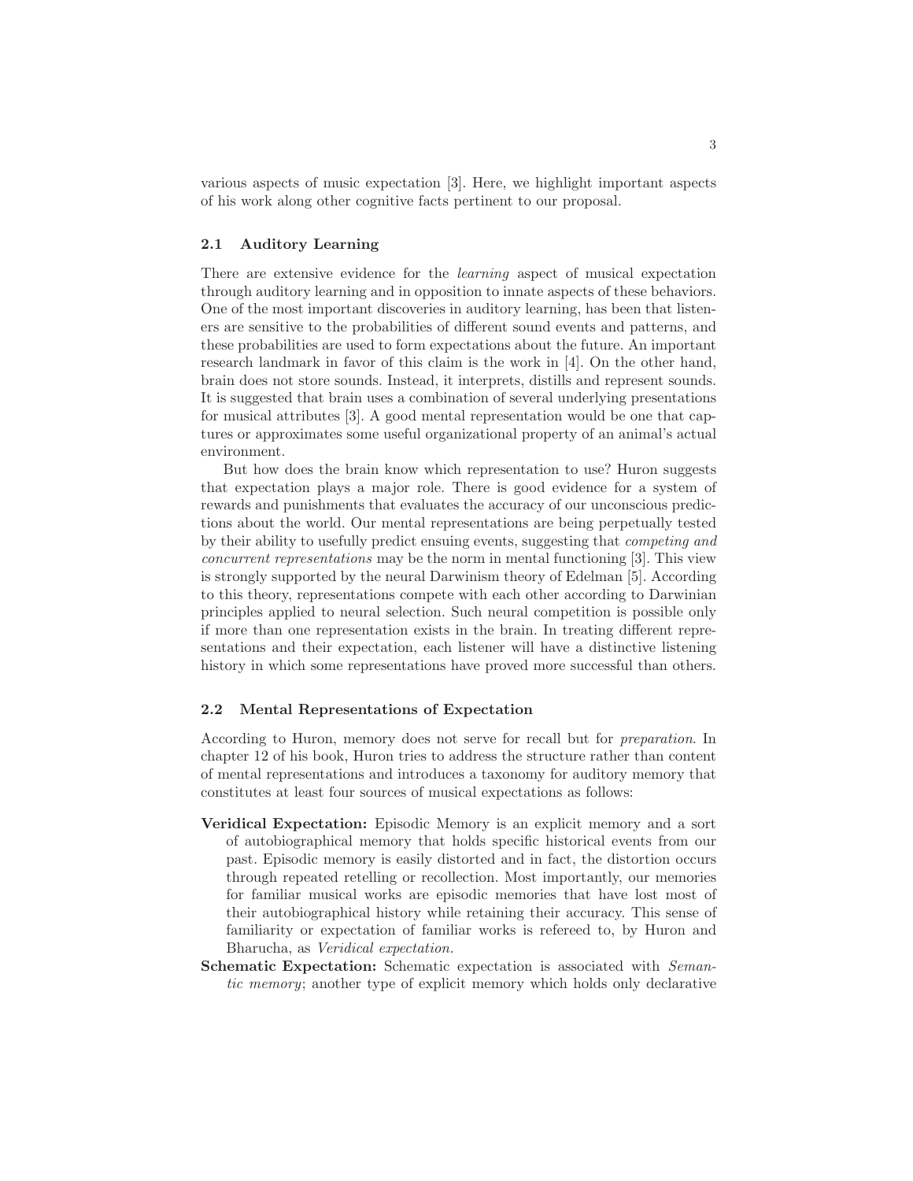various aspects of music expectation [3]. Here, we highlight important aspects of his work along other cognitive facts pertinent to our proposal.

### 2.1 Auditory Learning

There are extensive evidence for the *learning* aspect of musical expectation through auditory learning and in opposition to innate aspects of these behaviors. One of the most important discoveries in auditory learning, has been that listeners are sensitive to the probabilities of different sound events and patterns, and these probabilities are used to form expectations about the future. An important research landmark in favor of this claim is the work in [4]. On the other hand, brain does not store sounds. Instead, it interprets, distills and represent sounds. It is suggested that brain uses a combination of several underlying presentations for musical attributes [3]. A good mental representation would be one that captures or approximates some useful organizational property of an animal's actual environment.

But how does the brain know which representation to use? Huron suggests that expectation plays a major role. There is good evidence for a system of rewards and punishments that evaluates the accuracy of our unconscious predictions about the world. Our mental representations are being perpetually tested by their ability to usefully predict ensuing events, suggesting that *competing and concurrent representations* may be the norm in mental functioning [3]. This view is strongly supported by the neural Darwinism theory of Edelman [5]. According to this theory, representations compete with each other according to Darwinian principles applied to neural selection. Such neural competition is possible only if more than one representation exists in the brain. In treating different representations and their expectation, each listener will have a distinctive listening history in which some representations have proved more successful than others.

### 2.2 Mental Representations of Expectation

According to Huron, memory does not serve for recall but for *preparation*. In chapter 12 of his book, Huron tries to address the structure rather than content of mental representations and introduces a taxonomy for auditory memory that constitutes at least four sources of musical expectations as follows:

- **Veridical Expectation:** Episodic Memory is an explicit memory and a sort of autobiographical memory that holds specific historical events from our past. Episodic memory is easily distorted and in fact, the distortion occurs through repeated retelling or recollection. Most importantly, our memories for familiar musical works are episodic memories that have lost most of their autobiographical history while retaining their accuracy. This sense of familiarity or expectation of familiar works is refereed to, by Huron and Bharucha, as *Veridical expectation.*
- **Schematic Expectation:** Schematic expectation is associated with *Semantic memory*; another type of explicit memory which holds only declarative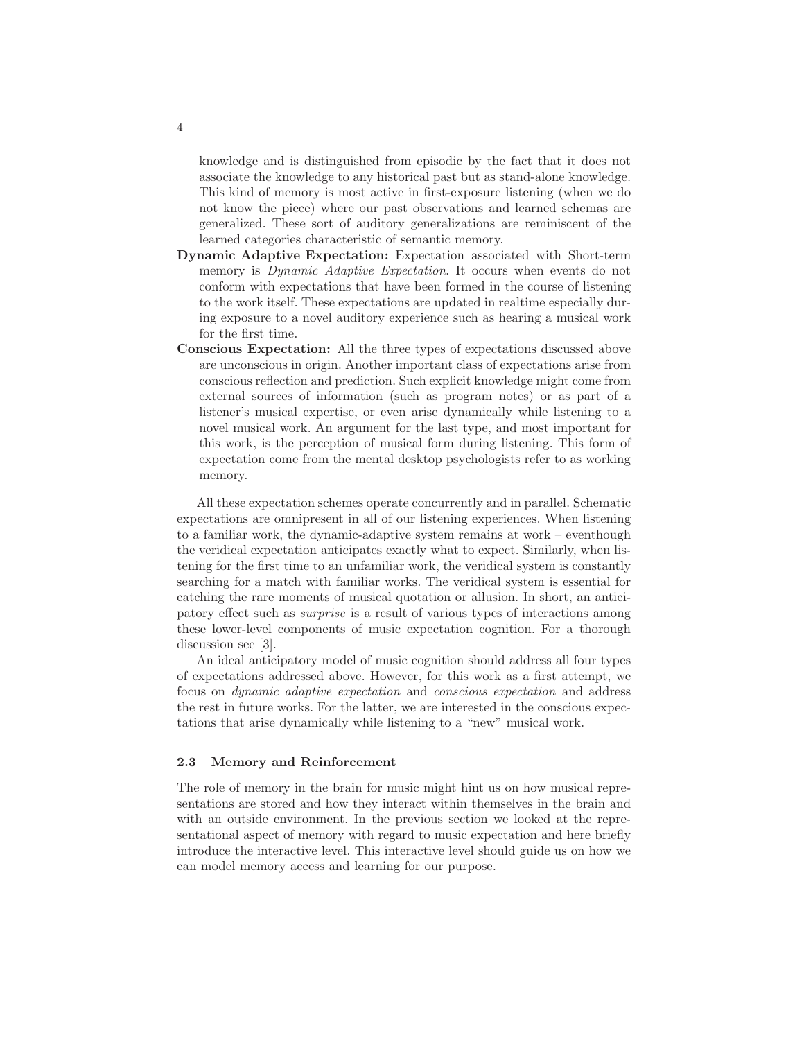knowledge and is distinguished from episodic by the fact that it does not associate the knowledge to any historical past but as stand-alone knowledge. This kind of memory is most active in first-exposure listening (when we do not know the piece) where our past observations and learned schemas are generalized. These sort of auditory generalizations are reminiscent of the learned categories characteristic of semantic memory.

**Dynamic Adaptive Expectation:** Expectation associated with Short-term memory is *Dynamic Adaptive Expectation*. It occurs when events do not conform with expectations that have been formed in the course of listening to the work itself. These expectations are updated in realtime especially during exposure to a novel auditory experience such as hearing a musical work for the first time.

**Conscious Expectation:** All the three types of expectations discussed above are unconscious in origin. Another important class of expectations arise from conscious reflection and prediction. Such explicit knowledge might come from external sources of information (such as program notes) or as part of a listener's musical expertise, or even arise dynamically while listening to a novel musical work. An argument for the last type, and most important for this work, is the perception of musical form during listening. This form of expectation come from the mental desktop psychologists refer to as working memory.

All these expectation schemes operate concurrently and in parallel. Schematic expectations are omnipresent in all of our listening experiences. When listening to a familiar work, the dynamic-adaptive system remains at work – eventhough the veridical expectation anticipates exactly what to expect. Similarly, when listening for the first time to an unfamiliar work, the veridical system is constantly searching for a match with familiar works. The veridical system is essential for catching the rare moments of musical quotation or allusion. In short, an anticipatory effect such as *surprise* is a result of various types of interactions among these lower-level components of music expectation cognition. For a thorough discussion see [3].

An ideal anticipatory model of music cognition should address all four types of expectations addressed above. However, for this work as a first attempt, we focus on *dynamic adaptive expectation* and *conscious expectation* and address the rest in future works. For the latter, we are interested in the conscious expectations that arise dynamically while listening to a "new" musical work.

### 2.3 Memory and Reinforcement

The role of memory in the brain for music might hint us on how musical representations are stored and how they interact within themselves in the brain and with an outside environment. In the previous section we looked at the representational aspect of memory with regard to music expectation and here briefly introduce the interactive level. This interactive level should guide us on how we can model memory access and learning for our purpose.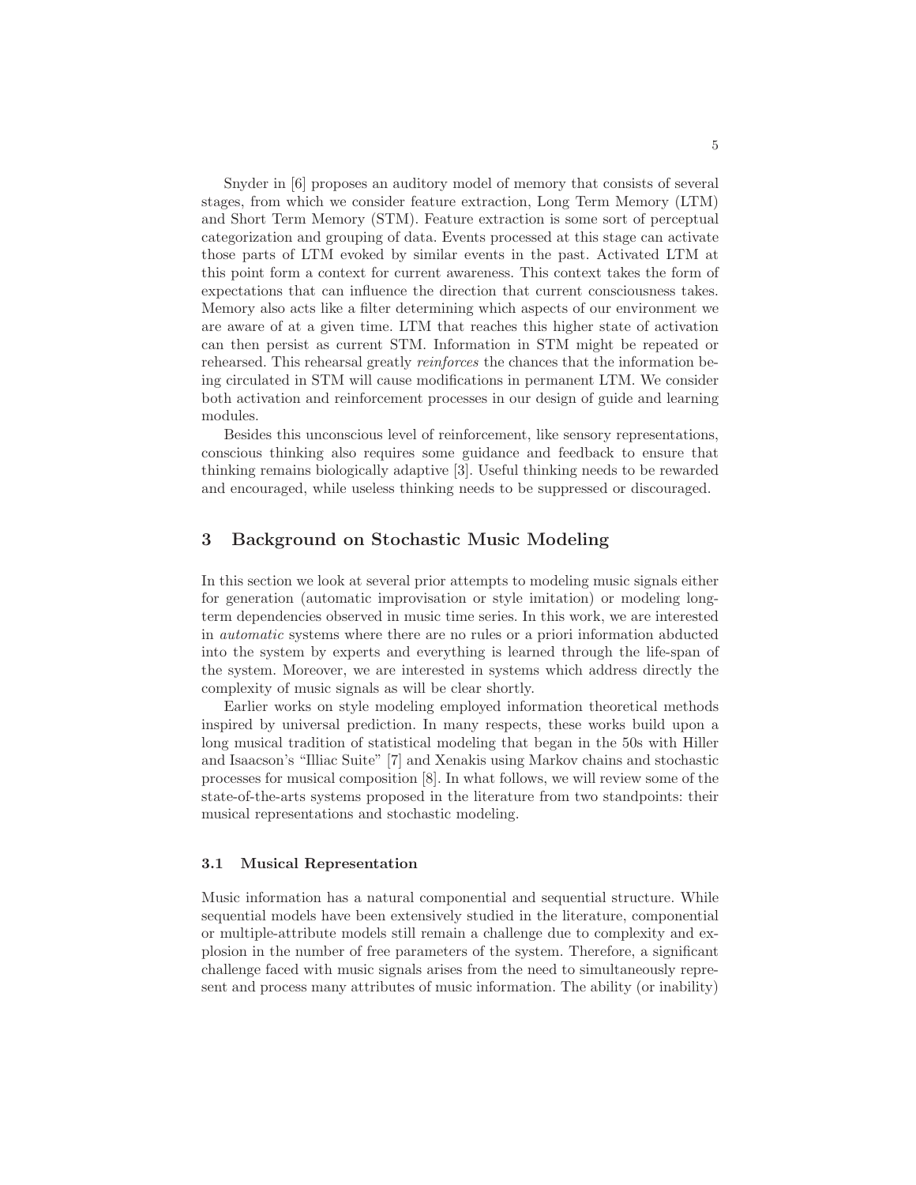Snyder in [6] proposes an auditory model of memory that consists of several stages, from which we consider feature extraction, Long Term Memory (LTM) and Short Term Memory (STM). Feature extraction is some sort of perceptual categorization and grouping of data. Events processed at this stage can activate those parts of LTM evoked by similar events in the past. Activated LTM at this point form a context for current awareness. This context takes the form of expectations that can influence the direction that current consciousness takes. Memory also acts like a filter determining which aspects of our environment we are aware of at a given time. LTM that reaches this higher state of activation can then persist as current STM. Information in STM might be repeated or rehearsed. This rehearsal greatly *reinforces* the chances that the information being circulated in STM will cause modifications in permanent LTM. We consider both activation and reinforcement processes in our design of guide and learning modules.

Besides this unconscious level of reinforcement, like sensory representations, conscious thinking also requires some guidance and feedback to ensure that thinking remains biologically adaptive [3]. Useful thinking needs to be rewarded and encouraged, while useless thinking needs to be suppressed or discouraged.

## 3 Background on Stochastic Music Modeling

In this section we look at several prior attempts to modeling music signals either for generation (automatic improvisation or style imitation) or modeling long-term dependencies observed in music time series. In this work, we are interested in *automatic* systems where there are no rules or a priori information abducted into the system by experts and everything is learned through the life-span of the system. Moreover, we are interested in systems which address directly the complexity of music signals as will be clear shortly.

Earlier works on style modeling employed information theoretical methods inspired by universal prediction. In many respects, these works build upon a long musical tradition of statistical modeling that began in the 50s with Hiller and Isaacson's "Illiac Suite" [7] and Xenakis using Markov chains and stochastic processes for musical composition [8]. In what follows, we will review some of the state-of-the-arts systems proposed in the literature from two standpoints: their musical representations and stochastic modeling.

### 3.1 Musical Representation

Music information has a natural componential and sequential structure. While sequential models have been extensively studied in the literature, componential or multiple-attribute models still remain a challenge due to complexity and explosion in the number of free parameters of the system. Therefore, a significant challenge faced with music signals arises from the need to simultaneously represent and process many attributes of music information. The ability (or inability)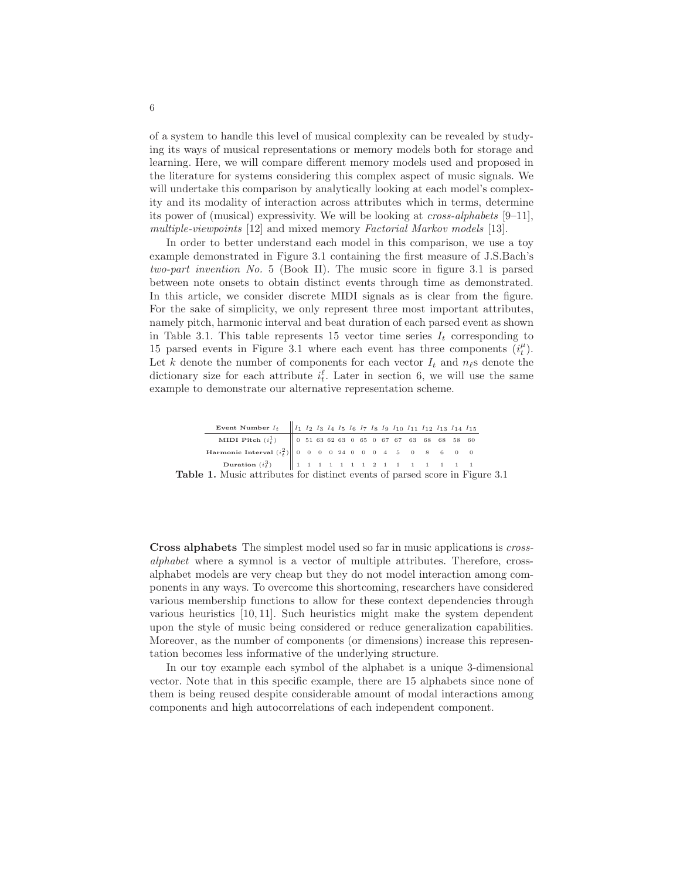of a system to handle this level of musical complexity can be revealed by studying its ways of musical representations or memory models both for storage and learning. Here, we will compare different memory models used and proposed in the literature for systems considering this complex aspect of music signals. We will undertake this comparison by analytically looking at each model's complexity and its modality of interaction across attributes which in terms, determine its power of (musical) expressivity. We will be looking at *cross-alphabets* [9–11], *multiple-viewpoints* [12] and mixed memory *Factorial Markov models* [13].

In order to better understand each model in this comparison, we use a toy example demonstrated in Figure 3.1 containing the first measure of J.S.Bach's *two-part invention No.* 5 (Book II). The music score in figure 3.1 is parsed between note onsets to obtain distinct events through time as demonstrated. In this article, we consider discrete MIDI signals as is clear from the figure. For the sake of simplicity, we only represent three most important attributes, namely pitch, harmonic interval and beat duration of each parsed event as shown in Table 3.1. This table represents 15 vector time series $I_t$ corresponding to 15 parsed events in Figure 3.1 where each event has three components ($i_t^{\mu}$). Let $k$ denote the number of components for each vector $I_t$ and $n_{\ell}$s denote the dictionary size for each attribute $i_t^{\ell}$. Later in section 6, we will use the same example to demonstrate our alternative representation scheme.

| **Event Number** $I_t$ | $I_1$ | $I_2$ | $I_3$ | $I_4$ | $I_5$ | $I_6$ | $I_7$ | $I_8$ | $I_9$ | $I_{10}$ | $I_{11}$ | $I_{12}$ | $I_{13}$ | $I_{14}$ | $I_{15}$ |
|---|---|---|---|---|---|---|---|---|---|---|---|---|---|---|---|
| **MIDI Pitch** ($i_t^1$) | 0 | 51 | 63 | 62 | 63 | 0 | 65 | 0 | 67 | 67 | 63 | 68 | 68 | 58 | 60 |
| **Harmonic Interval** ($i_t^2$) | 0 | 0 | 0 | 0 | 24 | 0 | 0 | 0 | 4 | 5 | 0 | 8 | 6 | 0 | 0 |
| **Duration** ($i_t^3$) | 1 | 1 | 1 | 1 | 1 | 1 | 1 | 2 | 1 | 1 | 1 | 1 | 1 | 1 | 1 |

**Table 1.** Music attributes for distinct events of parsed score in Figure 3.1

**Cross alphabets** The simplest model used so far in music applications is *cross-alphabet* where a symnol is a vector of multiple attributes. Therefore, cross-alphabet models are very cheap but they do not model interaction among components in any ways. To overcome this shortcoming, researchers have considered various membership functions to allow for these context dependencies through various heuristics [10, 11]. Such heuristics might make the system dependent upon the style of music being considered or reduce generalization capabilities. Moreover, as the number of components (or dimensions) increase this representation becomes less informative of the underlying structure.

In our toy example each symbol of the alphabet is a unique 3-dimensional vector. Note that in this specific example, there are 15 alphabets since none of them is being reused despite considerable amount of modal interactions among components and high autocorrelations of each independent component.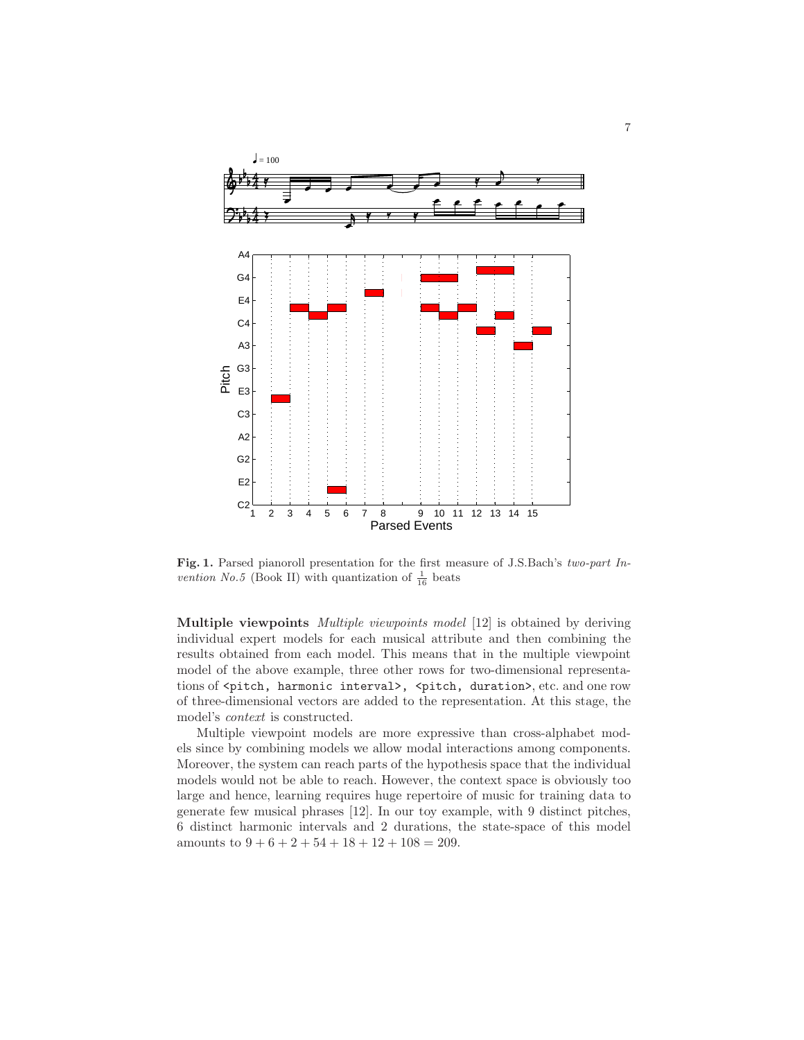**Fig. 1.** Parsed pianoroll presentation for the first measure of J.S.Bach's *two-part Invention No.5* (Book II) with quantization of $\frac{1}{16}$ beats

**Multiple viewpoints** *Multiple viewpoints model* [12] is obtained by deriving individual expert models for each musical attribute and then combining the results obtained from each model. This means that in the multiple viewpoint model of the above example, three other rows for two-dimensional representations of `<pitch, harmonic interval>`, `<pitch, duration>`, etc. and one row of three-dimensional vectors are added to the representation. At this stage, the model's *context* is constructed.

Multiple viewpoint models are more expressive than cross-alphabet models since by combining models we allow modal interactions among components. Moreover, the system can reach parts of the hypothesis space that the individual models would not be able to reach. However, the context space is obviously too large and hence, learning requires huge repertoire of music for training data to generate few musical phrases [12]. In our toy example, with 9 distinct pitches, 6 distinct harmonic intervals and 2 durations, the state-space of this model amounts to $9 + 6 + 2 + 54 + 18 + 12 + 108 = 209$.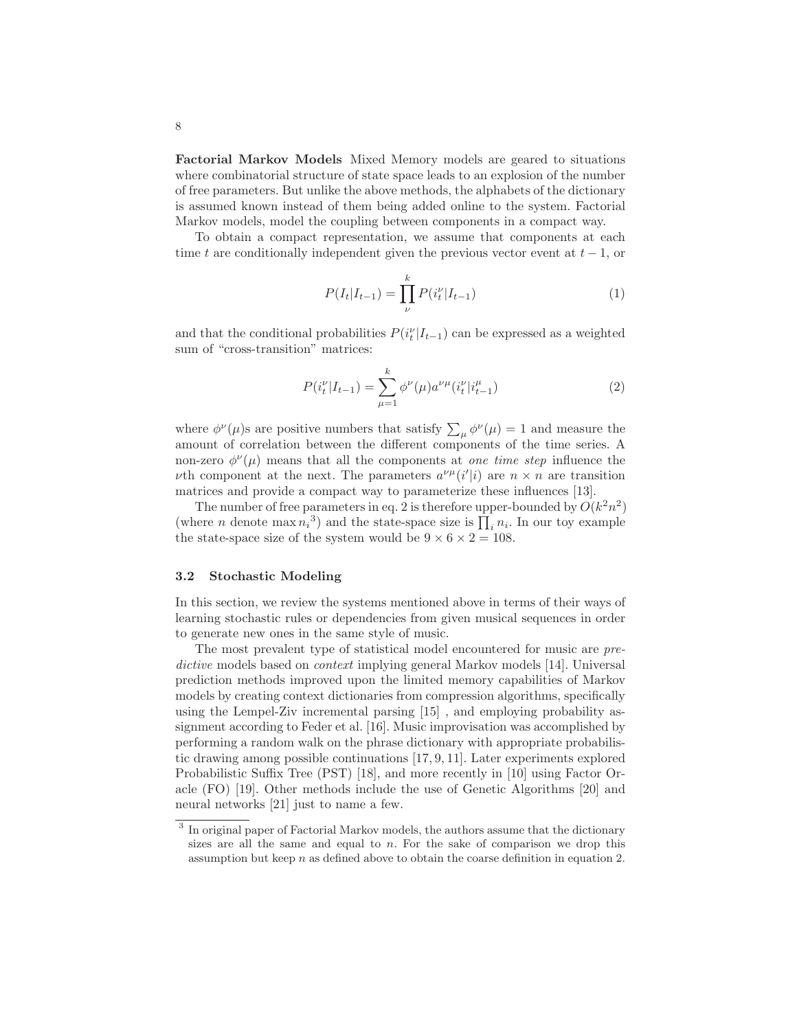**Factorial Markov Models** Mixed Memory models are geared to situations where combinatorial structure of state space leads to an explosion of the number of free parameters. But unlike the above methods, the alphabets of the dictionary is assumed known instead of them being added online to the system. Factorial Markov models, model the coupling between components in a compact way.

To obtain a compact representation, we assume that components at each time $t$ are conditionally independent given the previous vector event at $t-1$, or

$$P(I_t|I_{t-1}) = \prod_{\nu}^{k} P(i_t^{\nu}|I_{t-1}) \tag{1}$$

and that the conditional probabilities $P(i_t^{\nu}|I_{t-1})$ can be expressed as a weighted sum of "cross-transition" matrices:

$$P(i_t^{\nu}|I_{t-1}) = \sum_{\mu=1}^{k} \phi^{\nu}(\mu) a^{\nu\mu}(i_t^{\nu}|i_{t-1}^{\mu}) \tag{2}$$

where $\phi^{\nu}(\mu)$s are positive numbers that satisfy $\sum_{\mu} \phi^{\nu}(\mu) = 1$ and measure the amount of correlation between the different components of the time series. A non-zero $\phi^{\nu}(\mu)$ means that all the components at *one time step* influence the $\nu$th component at the next. The parameters $a^{\nu\mu}(i'|i)$ are $n \times n$ are transition matrices and provide a compact way to parameterize these influences [13].

The number of free parameters in eq. 2 is therefore upper-bounded by $O(k^2n^2)$ (where $n$ denote $\max n_i$[3]) and the state-space size is $\prod_i n_i$. In our toy example the state-space size of the system would be $9 \times 6 \times 2 = 108$.

### 3.2 Stochastic Modeling

In this section, we review the systems mentioned above in terms of their ways of learning stochastic rules or dependencies from given musical sequences in order to generate new ones in the same style of music.

The most prevalent type of statistical model encountered for music are *predictive* models based on *context* implying general Markov models [14]. Universal prediction methods improved upon the limited memory capabilities of Markov models by creating context dictionaries from compression algorithms, specifically using the Lempel-Ziv incremental parsing [15] , and employing probability assignment according to Feder et al. [16]. Music improvisation was accomplished by performing a random walk on the phrase dictionary with appropriate probabilistic drawing among possible continuations [17, 9, 11]. Later experiments explored Probabilistic Suffix Tree (PST) [18], and more recently in [10] using Factor Oracle (FO) [19]. Other methods include the use of Genetic Algorithms [20] and neural networks [21] just to name a few.

---

[3] In original paper of Factorial Markov models, the authors assume that the dictionary sizes are all the same and equal to $n$. For the sake of comparison we drop this assumption but keep $n$ as defined above to obtain the coarse definition in equation 2.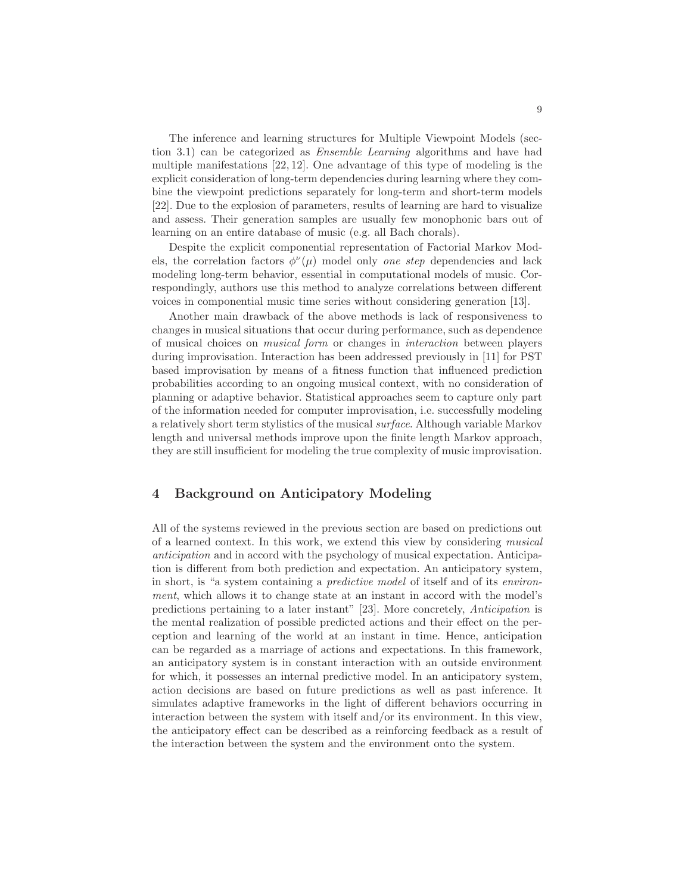The inference and learning structures for Multiple Viewpoint Models (section 3.1) can be categorized as *Ensemble Learning* algorithms and have had multiple manifestations [22, 12]. One advantage of this type of modeling is the explicit consideration of long-term dependencies during learning where they combine the viewpoint predictions separately for long-term and short-term models [22]. Due to the explosion of parameters, results of learning are hard to visualize and assess. Their generation samples are usually few monophonic bars out of learning on an entire database of music (e.g. all Bach chorals).

Despite the explicit componential representation of Factorial Markov Models, the correlation factors $\phi^{\nu}(\mu)$ model only *one step* dependencies and lack modeling long-term behavior, essential in computational models of music. Correspondingly, authors use this method to analyze correlations between different voices in componential music time series without considering generation [13].

Another main drawback of the above methods is lack of responsiveness to changes in musical situations that occur during performance, such as dependence of musical choices on *musical form* or changes in *interaction* between players during improvisation. Interaction has been addressed previously in [11] for PST based improvisation by means of a fitness function that influenced prediction probabilities according to an ongoing musical context, with no consideration of planning or adaptive behavior. Statistical approaches seem to capture only part of the information needed for computer improvisation, i.e. successfully modeling a relatively short term stylistics of the musical *surface*. Although variable Markov length and universal methods improve upon the finite length Markov approach, they are still insufficient for modeling the true complexity of music improvisation.

## 4 Background on Anticipatory Modeling

All of the systems reviewed in the previous section are based on predictions out of a learned context. In this work, we extend this view by considering *musical anticipation* and in accord with the psychology of musical expectation. Anticipation is different from both prediction and expectation. An anticipatory system, in short, is "a system containing a *predictive model* of itself and of its *environment*, which allows it to change state at an instant in accord with the model's predictions pertaining to a later instant" [23]. More concretely, *Anticipation* is the mental realization of possible predicted actions and their effect on the perception and learning of the world at an instant in time. Hence, anticipation can be regarded as a marriage of actions and expectations. In this framework, an anticipatory system is in constant interaction with an outside environment for which, it possesses an internal predictive model. In an anticipatory system, action decisions are based on future predictions as well as past inference. It simulates adaptive frameworks in the light of different behaviors occurring in interaction between the system with itself and/or its environment. In this view, the anticipatory effect can be described as a reinforcing feedback as a result of the interaction between the system and the environment onto the system.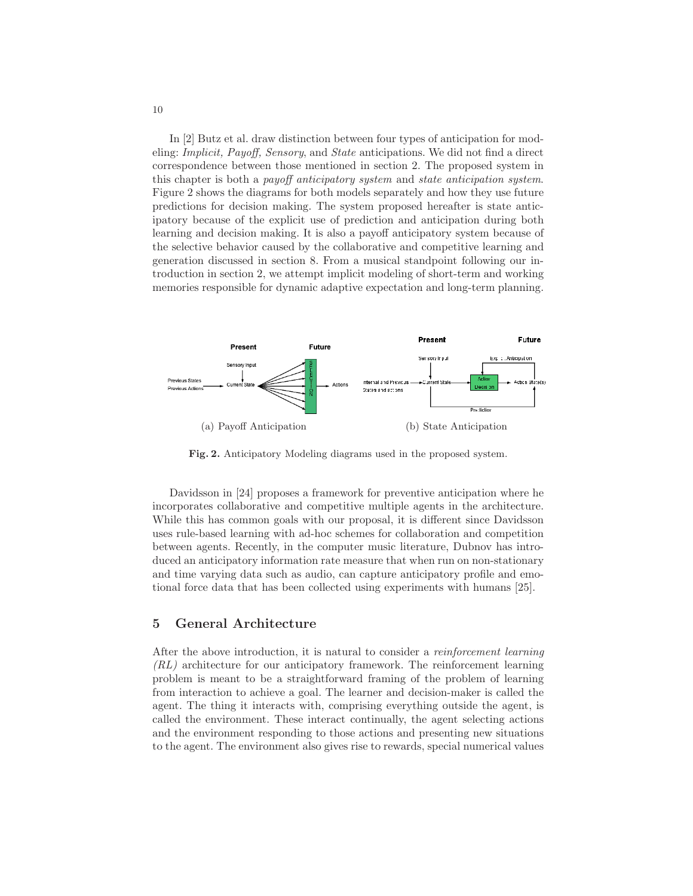In [2] Butz et al. draw distinction between four types of anticipation for modeling: *Implicit, Payoff, Sensory*, and *State* anticipations. We did not find a direct correspondence between those mentioned in section 2. The proposed system in this chapter is both a *payoff anticipatory system* and *state anticipation system*. Figure 2 shows the diagrams for both models separately and how they use future predictions for decision making. The system proposed hereafter is state anticipatory because of the explicit use of prediction and anticipation during both learning and decision making. It is also a payoff anticipatory system because of the selective behavior caused by the collaborative and competitive learning and generation discussed in section 8. From a musical standpoint following our introduction in section 2, we attempt implicit modeling of short-term and working memories responsible for dynamic adaptive expectation and long-term planning.

(a) Payoff Anticipation

(b) State Anticipation

**Fig. 2.** Anticipatory Modeling diagrams used in the proposed system.

Davidsson in [24] proposes a framework for preventive anticipation where he incorporates collaborative and competitive multiple agents in the architecture. While this has common goals with our proposal, it is different since Davidsson uses rule-based learning with ad-hoc schemes for collaboration and competition between agents. Recently, in the computer music literature, Dubnov has introduced an anticipatory information rate measure that when run on non-stationary and time varying data such as audio, can capture anticipatory profile and emotional force data that has been collected using experiments with humans [25].

## 5 General Architecture

After the above introduction, it is natural to consider a *reinforcement learning (RL)* architecture for our anticipatory framework. The reinforcement learning problem is meant to be a straightforward framing of the problem of learning from interaction to achieve a goal. The learner and decision-maker is called the agent. The thing it interacts with, comprising everything outside the agent, is called the environment. These interact continually, the agent selecting actions and the environment responding to those actions and presenting new situations to the agent. The environment also gives rise to rewards, special numerical values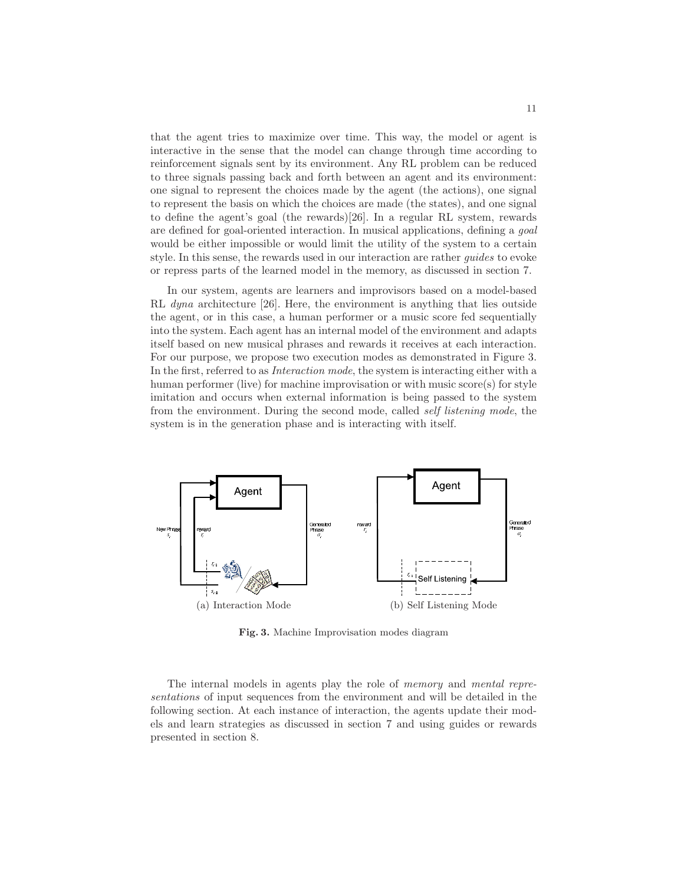that the agent tries to maximize over time. This way, the model or agent is interactive in the sense that the model can change through time according to reinforcement signals sent by its environment. Any RL problem can be reduced to three signals passing back and forth between an agent and its environment: one signal to represent the choices made by the agent (the actions), one signal to represent the basis on which the choices are made (the states), and one signal to define the agent's goal (the rewards)[26]. In a regular RL system, rewards are defined for goal-oriented interaction. In musical applications, defining a *goal* would be either impossible or would limit the utility of the system to a certain style. In this sense, the rewards used in our interaction are rather *guides* to evoke or repress parts of the learned model in the memory, as discussed in section 7.

In our system, agents are learners and improvisors based on a model-based RL *dyna* architecture [26]. Here, the environment is anything that lies outside the agent, or in this case, a human performer or a music score fed sequentially into the system. Each agent has an internal model of the environment and adapts itself based on new musical phrases and rewards it receives at each interaction. For our purpose, we propose two execution modes as demonstrated in Figure 3. In the first, referred to as *Interaction mode*, the system is interacting either with a human performer (live) for machine improvisation or with music score(s) for style imitation and occurs when external information is being passed to the system from the environment. During the second mode, called *self listening mode*, the system is in the generation phase and is interacting with itself.

(a) Interaction Mode

(b) Self Listening Mode

**Fig. 3.** Machine Improvisation modes diagram

The internal models in agents play the role of *memory* and *mental representations* of input sequences from the environment and will be detailed in the following section. At each instance of interaction, the agents update their models and learn strategies as discussed in section 7 and using guides or rewards presented in section 8.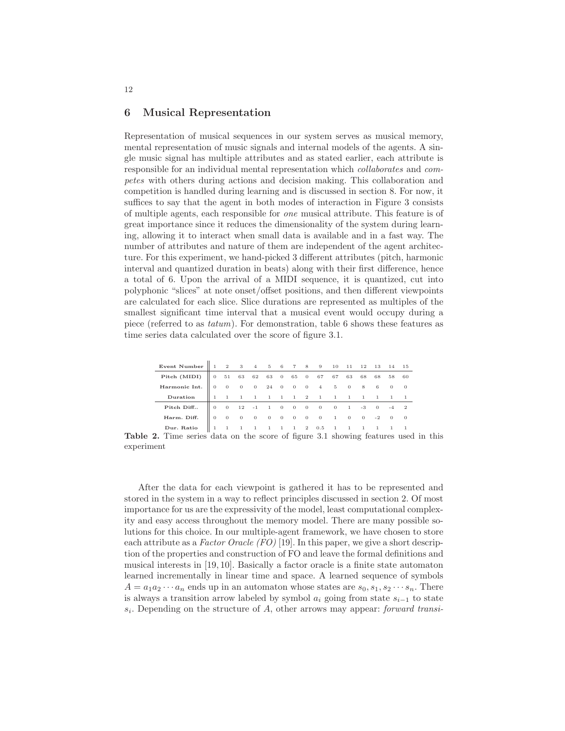## 6 Musical Representation

Representation of musical sequences in our system serves as musical memory, mental representation of music signals and internal models of the agents. A single music signal has multiple attributes and as stated earlier, each attribute is responsible for an individual mental representation which *collaborates* and *competes* with others during actions and decision making. This collaboration and competition is handled during learning and is discussed in section 8. For now, it suffices to say that the agent in both modes of interaction in Figure 3 consists of multiple agents, each responsible for *one* musical attribute. This feature is of great importance since it reduces the dimensionality of the system during learning, allowing it to interact when small data is available and in a fast way. The number of attributes and nature of them are independent of the agent architecture. For this experiment, we hand-picked 3 different attributes (pitch, harmonic interval and quantized duration in beats) along with their first difference, hence a total of 6. Upon the arrival of a MIDI sequence, it is quantized, cut into polyphonic "slices" at note onset/offset positions, and then different viewpoints are calculated for each slice. Slice durations are represented as multiples of the smallest significant time interval that a musical event would occupy during a piece (referred to as *tatum*). For demonstration, table 6 shows these features as time series data calculated over the score of figure 3.1.

| Event Number | 1 | 2 | 3 | 4 | 5 | 6 | 7 | 8 | 9 | 10 | 11 | 12 | 13 | 14 | 15 |
|---|---|---|---|---|---|---|---|---|---|---|---|---|---|---|---|
| Pitch (MIDI) | 0 | 51 | 63 | 62 | 63 | 0 | 65 | 0 | 67 | 67 | 63 | 68 | 68 | 58 | 60 |
| Harmonic Int. | 0 | 0 | 0 | 0 | 24 | 0 | 0 | 0 | 4 | 5 | 0 | 8 | 6 | 0 | 0 |
| Duration | 1 | 1 | 1 | 1 | 1 | 1 | 1 | 2 | 1 | 1 | 1 | 1 | 1 | 1 | 1 |
| Pitch Diff.. | 0 | 0 | 12 | -1 | 1 | 0 | 0 | 0 | 0 | 0 | 1 | -3 | 0 | -4 | 2 |
| Harm. Diff. | 0 | 0 | 0 | 0 | 0 | 0 | 0 | 0 | 0 | 1 | 0 | 0 | -2 | 0 | 0 |
| Dur. Ratio | 1 | 1 | 1 | 1 | 1 | 1 | 1 | 2 | 0.5 | 1 | 1 | 1 | 1 | 1 | 1 |

**Table 2.** Time series data on the score of figure 3.1 showing features used in this experiment

After the data for each viewpoint is gathered it has to be represented and stored in the system in a way to reflect principles discussed in section 2. Of most importance for us are the expressivity of the model, least computational complexity and easy access throughout the memory model. There are many possible solutions for this choice. In our multiple-agent framework, we have chosen to store each attribute as a *Factor Oracle (FO)* [19]. In this paper, we give a short description of the properties and construction of FO and leave the formal definitions and musical interests in [19, 10]. Basically a factor oracle is a finite state automaton learned incrementally in linear time and space. A learned sequence of symbols $A = a_1 a_2 \cdots a_n$ ends up in an automaton whose states are $s_0, s_1, s_2 \cdots s_n$. There is always a transition arrow labeled by symbol $a_i$ going from state $s_{i-1}$ to state $s_i$. Depending on the structure of $A$, other arrows may appear: *forward transi-*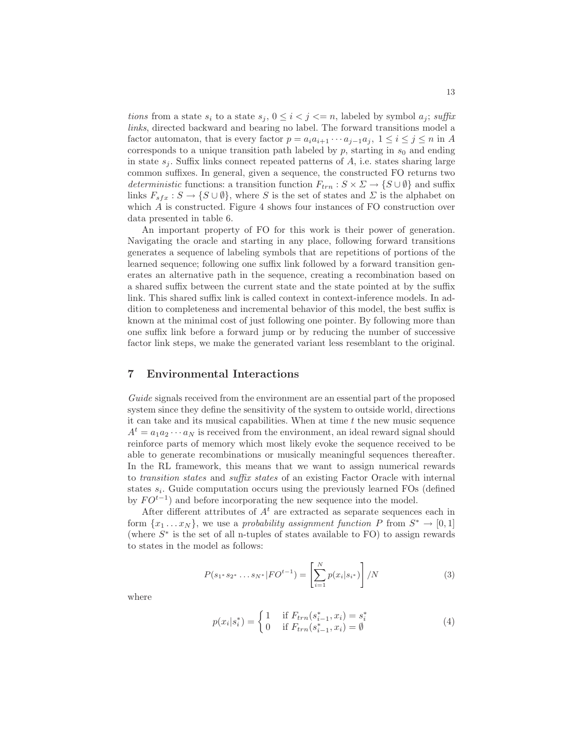*tions* from a state $s_i$ to a state $s_j$, $0 \leq i < j <= n$, labeled by symbol $a_j$; *suffix links*, directed backward and bearing no label. The forward transitions model a factor automaton, that is every factor $p = a_i a_{i+1} \cdots a_{j-1} a_j$, $1 \leq i \leq j \leq n$ in $A$ corresponds to a unique transition path labeled by $p$, starting in $s_0$ and ending in state $s_j$. Suffix links connect repeated patterns of $A$, i.e. states sharing large common suffixes. In general, given a sequence, the constructed FO returns two *deterministic* functions: a transition function $F_{trn} : S \times \Sigma \rightarrow \{S \cup \emptyset\}$ and suffix links $F_{sfx} : S \rightarrow \{S \cup \emptyset\}$, where $S$ is the set of states and $\Sigma$ is the alphabet on which $A$ is constructed. Figure 4 shows four instances of FO construction over data presented in table 6.

An important property of FO for this work is their power of generation. Navigating the oracle and starting in any place, following forward transitions generates a sequence of labeling symbols that are repetitions of portions of the learned sequence; following one suffix link followed by a forward transition generates an alternative path in the sequence, creating a recombination based on a shared suffix between the current state and the state pointed at by the suffix link. This shared suffix link is called context in context-inference models. In addition to completeness and incremental behavior of this model, the best suffix is known at the minimal cost of just following one pointer. By following more than one suffix link before a forward jump or by reducing the number of successive factor link steps, we make the generated variant less resemblant to the original.

## 7 Environmental Interactions

*Guide* signals received from the environment are an essential part of the proposed system since they define the sensitivity of the system to outside world, directions it can take and its musical capabilities. When at time $t$ the new music sequence $A^t = a_1 a_2 \cdots a_N$ is received from the environment, an ideal reward signal should reinforce parts of memory which most likely evoke the sequence received to be able to generate recombinations or musically meaningful sequences thereafter. In the RL framework, this means that we want to assign numerical rewards to *transition states* and *suffix states* of an existing Factor Oracle with internal states $s_i$. Guide computation occurs using the previously learned FOs (defined by $FO^{t-1}$) and before incorporating the new sequence into the model.

After different attributes of $A^t$ are extracted as separate sequences each in form $\{x_1 \ldots x_N\}$, we use a *probability assignment function* $P$ from $S^* \rightarrow [0, 1]$ (where $S^*$ is the set of all n-tuples of states available to FO) to assign rewards to states in the model as follows:

$$P(s_{1^*} s_{2^*} \ldots s_{N^*} | FO^{t-1}) = \left[ \sum_{i=1}^{N} p(x_i | s_{i^*}) \right] / N \tag{3}$$

where

$$p(x_i | s_i^*) = \begin{cases} 1 & \text{if } F_{trn}(s_{i-1}^*, x_i) = s_i^* \\ 0 & \text{if } F_{trn}(s_{i-1}^*, x_i) = \emptyset \end{cases} \tag{4}$$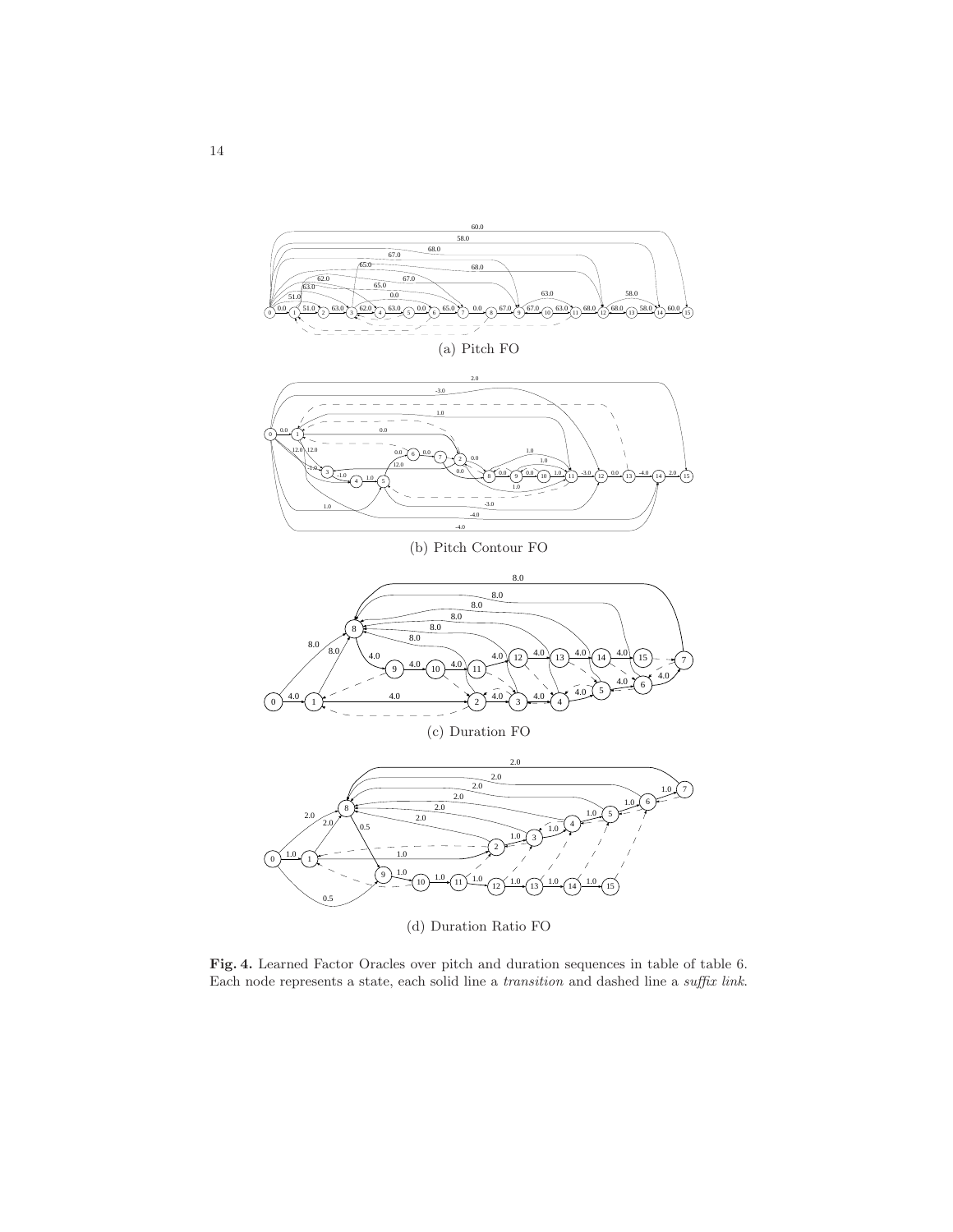(a) Pitch FO

(b) Pitch Contour FO

(c) Duration FO

(d) Duration Ratio FO

**Fig. 4.** Learned Factor Oracles over pitch and duration sequences in table of table 6. Each node represents a state, each solid line a *transition* and dashed line a *suffix link*.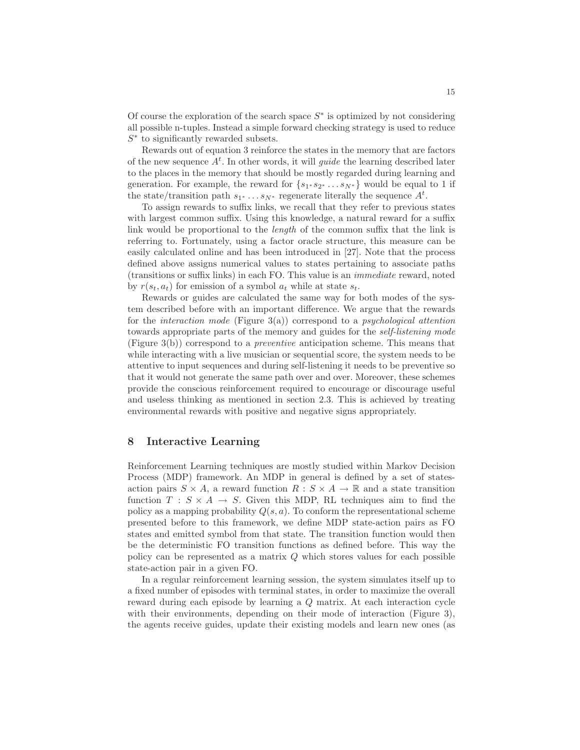Of course the exploration of the search space $S^*$ is optimized by not considering all possible n-tuples. Instead a simple forward checking strategy is used to reduce $S^*$ to significantly rewarded subsets.

Rewards out of equation 3 reinforce the states in the memory that are factors of the new sequence $A^t$. In other words, it will *guide* the learning described later to the places in the memory that should be mostly regarded during learning and generation. For example, the reward for $\{s_{1^*}s_{2^*}\dots s_{N^*}\}$ would be equal to 1 if the state/transition path $s_{1^*}\dots s_{N^*}$ regenerate literally the sequence $A^t$.

To assign rewards to suffix links, we recall that they refer to previous states with largest common suffix. Using this knowledge, a natural reward for a suffix link would be proportional to the *length* of the common suffix that the link is referring to. Fortunately, using a factor oracle structure, this measure can be easily calculated online and has been introduced in [27]. Note that the process defined above assigns numerical values to states pertaining to associate paths (transitions or suffix links) in each FO. This value is an *immediate* reward, noted by $r(s_t, a_t)$ for emission of a symbol $a_t$ while at state $s_t$.

Rewards or guides are calculated the same way for both modes of the system described before with an important difference. We argue that the rewards for the *interaction mode* (Figure 3(a)) correspond to a *psychological attention* towards appropriate parts of the memory and guides for the *self-listening mode* (Figure 3(b)) correspond to a *preventive* anticipation scheme. This means that while interacting with a live musician or sequential score, the system needs to be attentive to input sequences and during self-listening it needs to be preventive so that it would not generate the same path over and over. Moreover, these schemes provide the conscious reinforcement required to encourage or discourage useful and useless thinking as mentioned in section 2.3. This is achieved by treating environmental rewards with positive and negative signs appropriately.

## 8 Interactive Learning

Reinforcement Learning techniques are mostly studied within Markov Decision Process (MDP) framework. An MDP in general is defined by a set of states-action pairs $S \times A$, a reward function $R : S \times A \to \mathbb{R}$ and a state transition function $T : S \times A \to S$. Given this MDP, RL techniques aim to find the policy as a mapping probability $Q(s, a)$. To conform the representational scheme presented before to this framework, we define MDP state-action pairs as FO states and emitted symbol from that state. The transition function would then be the deterministic FO transition functions as defined before. This way the policy can be represented as a matrix $Q$ which stores values for each possible state-action pair in a given FO.

In a regular reinforcement learning session, the system simulates itself up to a fixed number of episodes with terminal states, in order to maximize the overall reward during each episode by learning a $Q$ matrix. At each interaction cycle with their environments, depending on their mode of interaction (Figure 3), the agents receive guides, update their existing models and learn new ones (as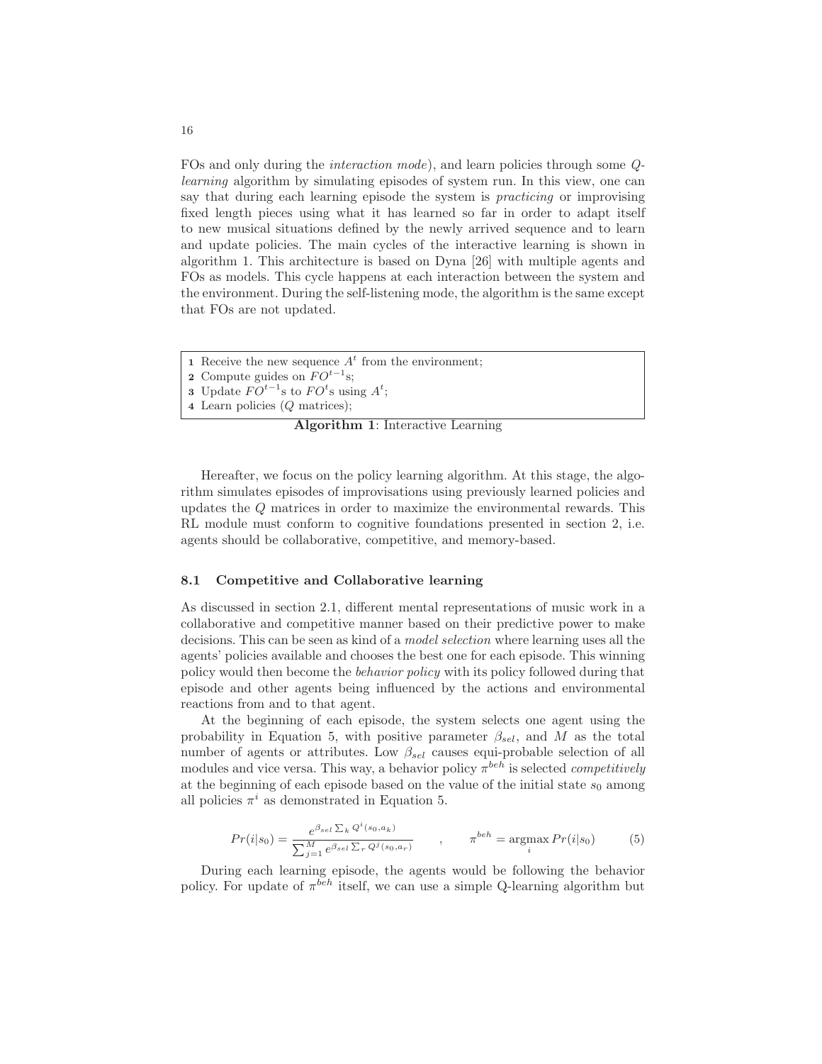FOs and only during the *interaction mode*), and learn policies through some *Q-learning* algorithm by simulating episodes of system run. In this view, one can say that during each learning episode the system is *practicing* or improvising fixed length pieces using what it has learned so far in order to adapt itself to new musical situations defined by the newly arrived sequence and to learn and update policies. The main cycles of the interactive learning is shown in algorithm 1. This architecture is based on Dyna [26] with multiple agents and FOs as models. This cycle happens at each interaction between the system and the environment. During the self-listening mode, the algorithm is the same except that FOs are not updated.

```
1 Receive the new sequence A^t from the environment;
2 Compute guides on FO^{t-1}s;
3 Update FO^{t-1}s to FO^t s using A^t;
4 Learn policies (Q matrices);
```

**Algorithm 1**: Interactive Learning

Hereafter, we focus on the policy learning algorithm. At this stage, the algorithm simulates episodes of improvisations using previously learned policies and updates the $Q$ matrices in order to maximize the environmental rewards. This RL module must conform to cognitive foundations presented in section 2, i.e. agents should be collaborative, competitive, and memory-based.

### 8.1 Competitive and Collaborative learning

As discussed in section 2.1, different mental representations of music work in a collaborative and competitive manner based on their predictive power to make decisions. This can be seen as kind of a *model selection* where learning uses all the agents' policies available and chooses the best one for each episode. This winning policy would then become the *behavior policy* with its policy followed during that episode and other agents being influenced by the actions and environmental reactions from and to that agent.

At the beginning of each episode, the system selects one agent using the probability in Equation 5, with positive parameter $\beta_{sel}$, and $M$ as the total number of agents or attributes. Low $\beta_{sel}$ causes equi-probable selection of all modules and vice versa. This way, a behavior policy $\pi^{beh}$ is selected *competitively* at the beginning of each episode based on the value of the initial state $s_0$ among all policies $\pi^i$ as demonstrated in Equation 5.

$$Pr(i|s_0) = \frac{e^{\beta_{sel} \sum_k Q^i(s_0,a_k)}}{\sum_{j=1}^{M} e^{\beta_{sel} \sum_r Q^j(s_0,a_r)}} \quad , \quad \pi^{beh} = \operatorname*{argmax}_i Pr(i|s_0) \tag{5}$$

During each learning episode, the agents would be following the behavior policy. For update of $\pi^{beh}$ itself, we can use a simple Q-learning algorithm but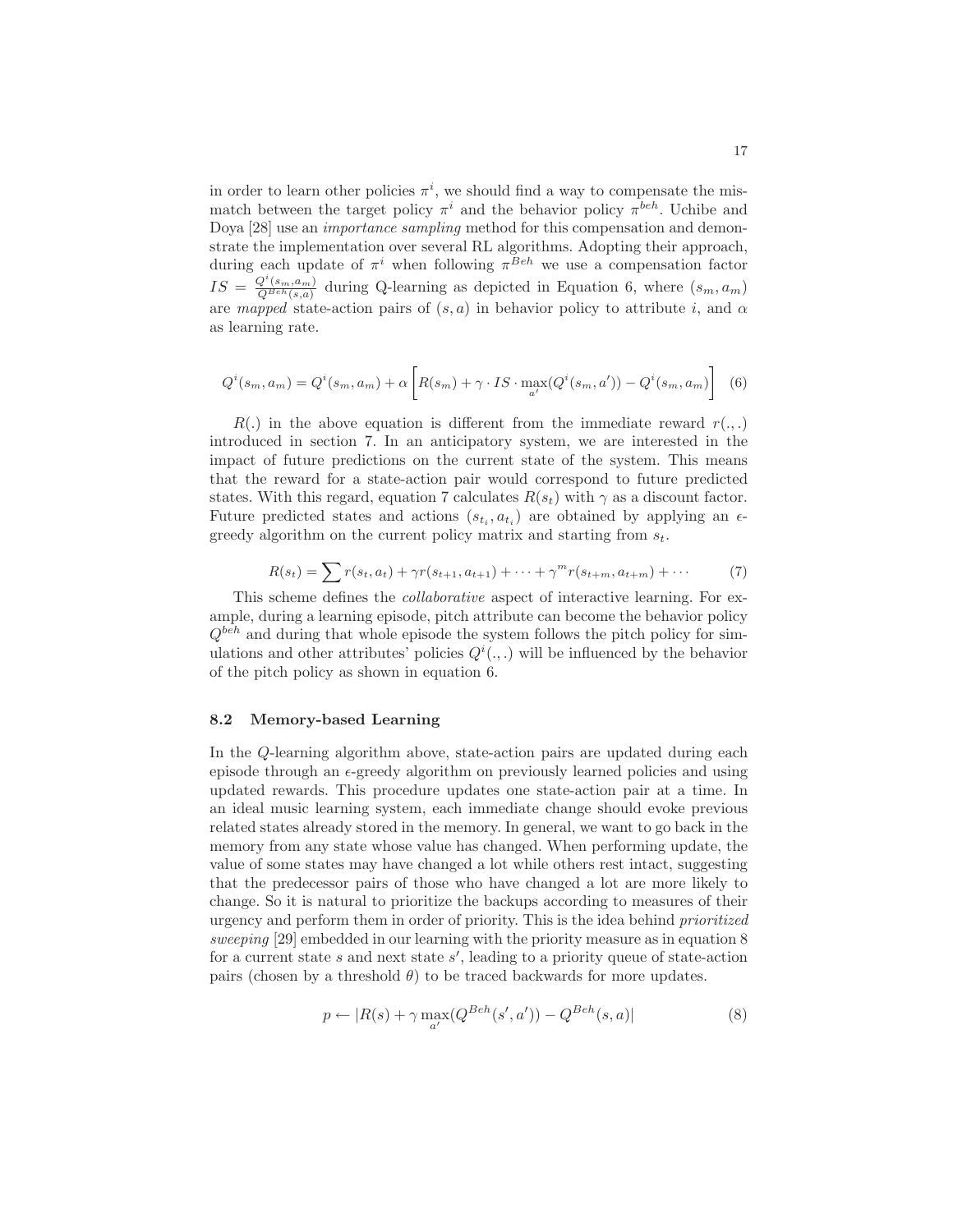in order to learn other policies $\pi^i$, we should find a way to compensate the mismatch between the target policy $\pi^i$ and the behavior policy $\pi^{beh}$. Uchibe and Doya [28] use an *importance sampling* method for this compensation and demonstrate the implementation over several RL algorithms. Adopting their approach, during each update of $\pi^i$ when following $\pi^{Beh}$ we use a compensation factor $IS = \frac{Q^i(s_m,a_m)}{Q^{Beh}(s,a)}$ during Q-learning as depicted in Equation 6, where $(s_m, a_m)$ are *mapped* state-action pairs of $(s, a)$ in behavior policy to attribute $i$, and $\alpha$ as learning rate.

$$Q^i(s_m, a_m) = Q^i(s_m, a_m) + \alpha \left[ R(s_m) + \gamma \cdot IS \cdot \max_{a'}(Q^i(s_m, a')) - Q^i(s_m, a_m) \right] \quad (6)$$

$R(.)$ in the above equation is different from the immediate reward $r(.,.)$ introduced in section 7. In an anticipatory system, we are interested in the impact of future predictions on the current state of the system. This means that the reward for a state-action pair would correspond to future predicted states. With this regard, equation 7 calculates $R(s_t)$ with $\gamma$ as a discount factor. Future predicted states and actions $(s_{t_i}, a_{t_i})$ are obtained by applying an $\epsilon$-greedy algorithm on the current policy matrix and starting from $s_t$.

$$R(s_t) = \sum r(s_t, a_t) + \gamma r(s_{t+1}, a_{t+1}) + \cdots + \gamma^m r(s_{t+m}, a_{t+m}) + \cdots \quad (7)$$

This scheme defines the *collaborative* aspect of interactive learning. For example, during a learning episode, pitch attribute can become the behavior policy $Q^{beh}$ and during that whole episode the system follows the pitch policy for simulations and other attributes' policies $Q^i(.,.)$ will be influenced by the behavior of the pitch policy as shown in equation 6.

### 8.2 Memory-based Learning

In the $Q$-learning algorithm above, state-action pairs are updated during each episode through an $\epsilon$-greedy algorithm on previously learned policies and using updated rewards. This procedure updates one state-action pair at a time. In an ideal music learning system, each immediate change should evoke previous related states already stored in the memory. In general, we want to go back in the memory from any state whose value has changed. When performing update, the value of some states may have changed a lot while others rest intact, suggesting that the predecessor pairs of those who have changed a lot are more likely to change. So it is natural to prioritize the backups according to measures of their urgency and perform them in order of priority. This is the idea behind *prioritized sweeping* [29] embedded in our learning with the priority measure as in equation 8 for a current state $s$ and next state $s'$, leading to a priority queue of state-action pairs (chosen by a threshold $\theta$) to be traced backwards for more updates.

$$p \leftarrow |R(s) + \gamma \max_{a'}(Q^{Beh}(s', a')) - Q^{Beh}(s, a)| \quad (8)$$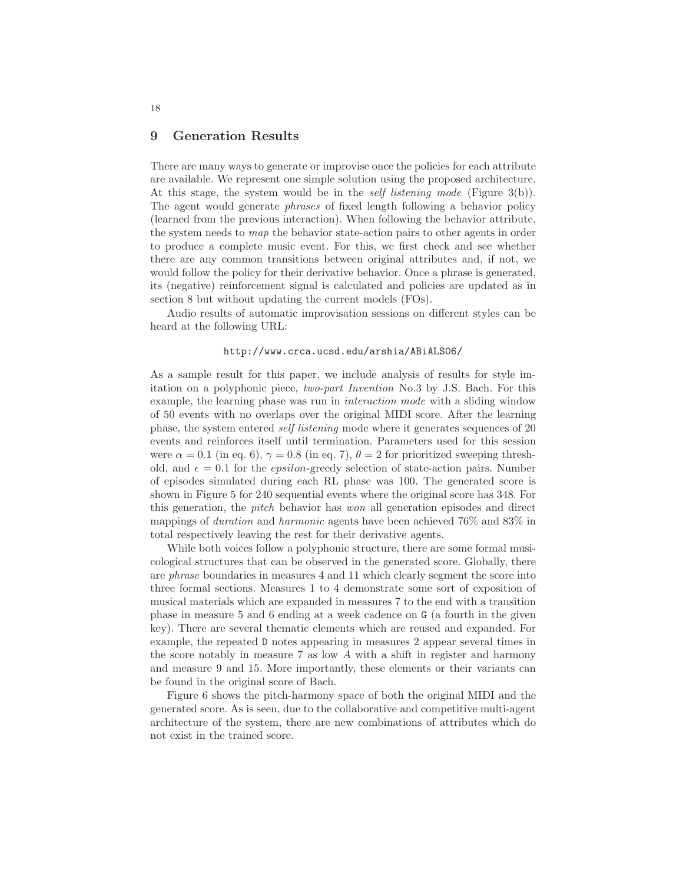## 9 Generation Results

There are many ways to generate or improvise once the policies for each attribute are available. We represent one simple solution using the proposed architecture. At this stage, the system would be in the *self listening mode* (Figure 3(b)). The agent would generate *phrases* of fixed length following a behavior policy (learned from the previous interaction). When following the behavior attribute, the system needs to *map* the behavior state-action pairs to other agents in order to produce a complete music event. For this, we first check and see whether there are any common transitions between original attributes and, if not, we would follow the policy for their derivative behavior. Once a phrase is generated, its (negative) reinforcement signal is calculated and policies are updated as in section 8 but without updating the current models (FOs).

Audio results of automatic improvisation sessions on different styles can be heard at the following URL:

`http://www.crca.ucsd.edu/arshia/ABiALS06/`

As a sample result for this paper, we include analysis of results for style imitation on a polyphonic piece, *two-part Invention* No.3 by J.S. Bach. For this example, the learning phase was run in *interaction mode* with a sliding window of 50 events with no overlaps over the original MIDI score. After the learning phase, the system entered *self listening* mode where it generates sequences of 20 events and reinforces itself until termination. Parameters used for this session were $\alpha = 0.1$ (in eq. 6), $\gamma = 0.8$ (in eq. 7), $\theta = 2$ for prioritized sweeping threshold, and $\epsilon = 0.1$ for the *epsilon*-greedy selection of state-action pairs. Number of episodes simulated during each RL phase was 100. The generated score is shown in Figure 5 for 240 sequential events where the original score has 348. For this generation, the *pitch* behavior has *won* all generation episodes and direct mappings of *duration* and *harmonic* agents have been achieved 76% and 83% in total respectively leaving the rest for their derivative agents.

While both voices follow a polyphonic structure, there are some formal musicological structures that can be observed in the generated score. Globally, there are *phrase* boundaries in measures 4 and 11 which clearly segment the score into three formal sections. Measures 1 to 4 demonstrate some sort of exposition of musical materials which are expanded in measures 7 to the end with a transition phase in measure 5 and 6 ending at a week cadence on `G` (a fourth in the given key). There are several thematic elements which are reused and expanded. For example, the repeated `D` notes appearing in measures 2 appear several times in the score notably in measure 7 as low *A* with a shift in register and harmony and measure 9 and 15. More importantly, these elements or their variants can be found in the original score of Bach.

Figure 6 shows the pitch-harmony space of both the original MIDI and the generated score. As is seen, due to the collaborative and competitive multi-agent architecture of the system, there are new combinations of attributes which do not exist in the trained score.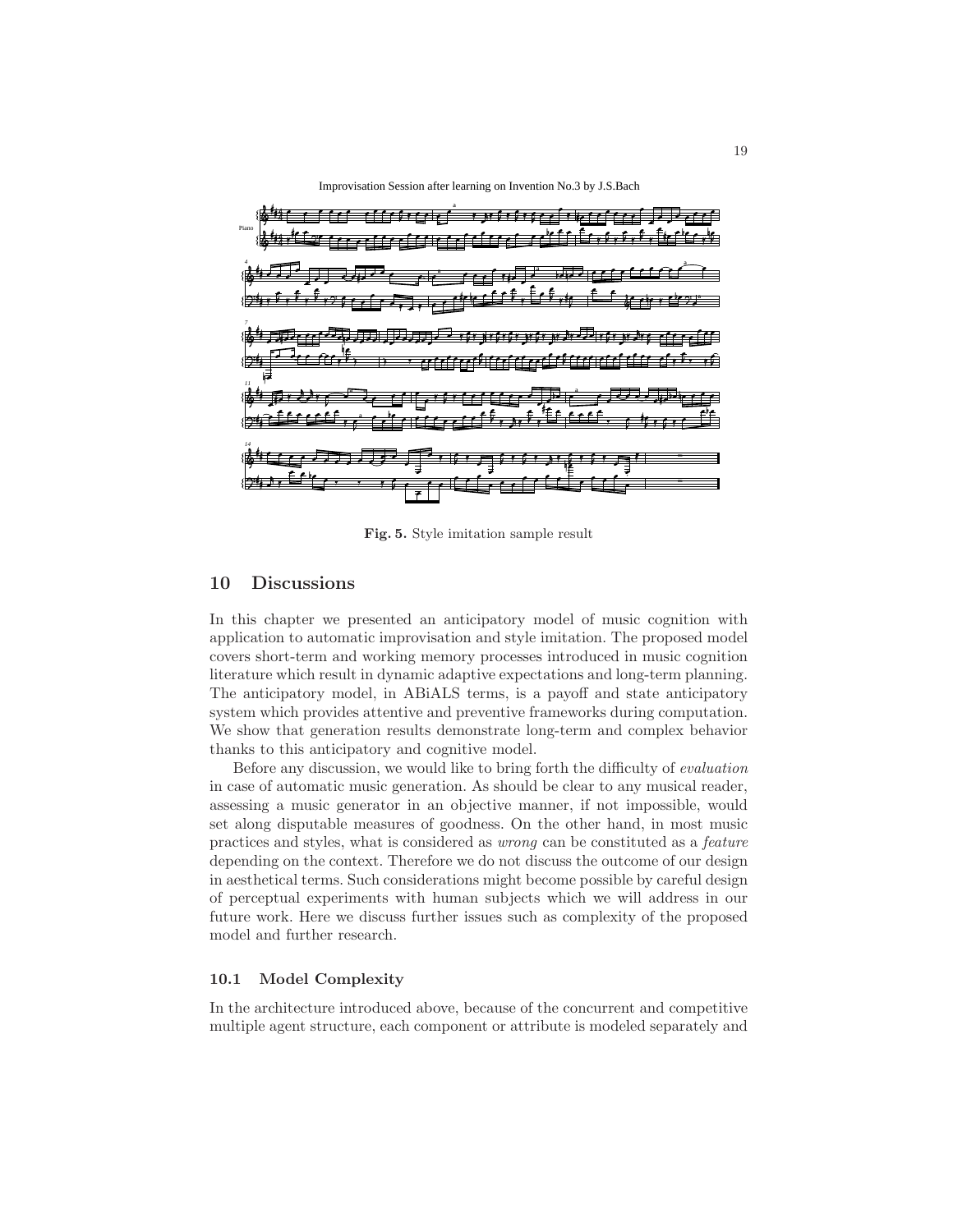Improvisation Session after learning on Invention No.3 by J.S.Bach

**Fig. 5.** Style imitation sample result

## 10 Discussions

In this chapter we presented an anticipatory model of music cognition with application to automatic improvisation and style imitation. The proposed model covers short-term and working memory processes introduced in music cognition literature which result in dynamic adaptive expectations and long-term planning. The anticipatory model, in ABiALS terms, is a payoff and state anticipatory system which provides attentive and preventive frameworks during computation. We show that generation results demonstrate long-term and complex behavior thanks to this anticipatory and cognitive model.

Before any discussion, we would like to bring forth the difficulty of *evaluation* in case of automatic music generation. As should be clear to any musical reader, assessing a music generator in an objective manner, if not impossible, would set along disputable measures of goodness. On the other hand, in most music practices and styles, what is considered as *wrong* can be constituted as a *feature* depending on the context. Therefore we do not discuss the outcome of our design in aesthetical terms. Such considerations might become possible by careful design of perceptual experiments with human subjects which we will address in our future work. Here we discuss further issues such as complexity of the proposed model and further research.

### 10.1 Model Complexity

In the architecture introduced above, because of the concurrent and competitive multiple agent structure, each component or attribute is modeled separately and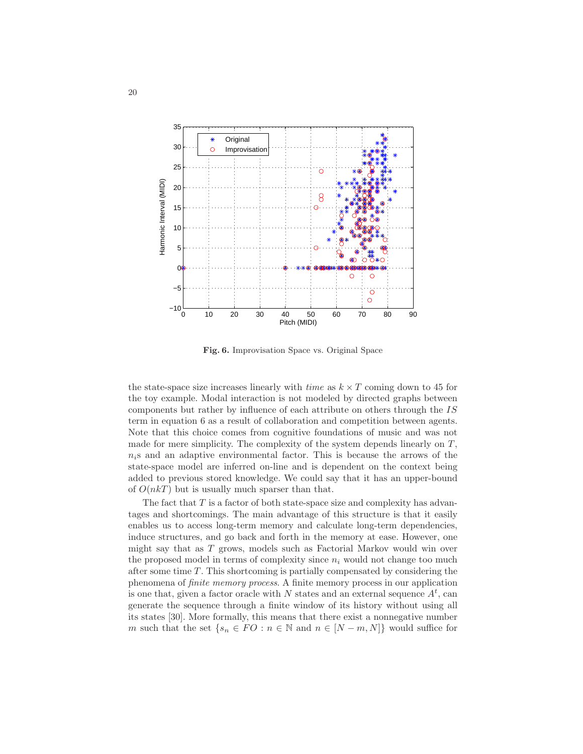**Fig. 6.** Improvisation Space vs. Original Space

the state-space size increases linearly with *time* as $k \times T$ coming down to 45 for the toy example. Modal interaction is not modeled by directed graphs between components but rather by influence of each attribute on others through the $IS$ term in equation 6 as a result of collaboration and competition between agents. Note that this choice comes from cognitive foundations of music and was not made for mere simplicity. The complexity of the system depends linearly on $T$, $n_i$s and an adaptive environmental factor. This is because the arrows of the state-space model are inferred on-line and is dependent on the context being added to previous stored knowledge. We could say that it has an upper-bound of $O(nkT)$ but is usually much sparser than that.

The fact that $T$ is a factor of both state-space size and complexity has advantages and shortcomings. The main advantage of this structure is that it easily enables us to access long-term memory and calculate long-term dependencies, induce structures, and go back and forth in the memory at ease. However, one might say that as $T$ grows, models such as Factorial Markov would win over the proposed model in terms of complexity since $n_i$ would not change too much after some time $T$. This shortcoming is partially compensated by considering the phenomena of *finite memory process*. A finite memory process in our application is one that, given a factor oracle with $N$ states and an external sequence $A^t$, can generate the sequence through a finite window of its history without using all its states [30]. More formally, this means that there exist a nonnegative number $m$ such that the set $\{s_n \in FO : n \in \mathbb{N} \text{ and } n \in [N-m, N]\}$ would suffice for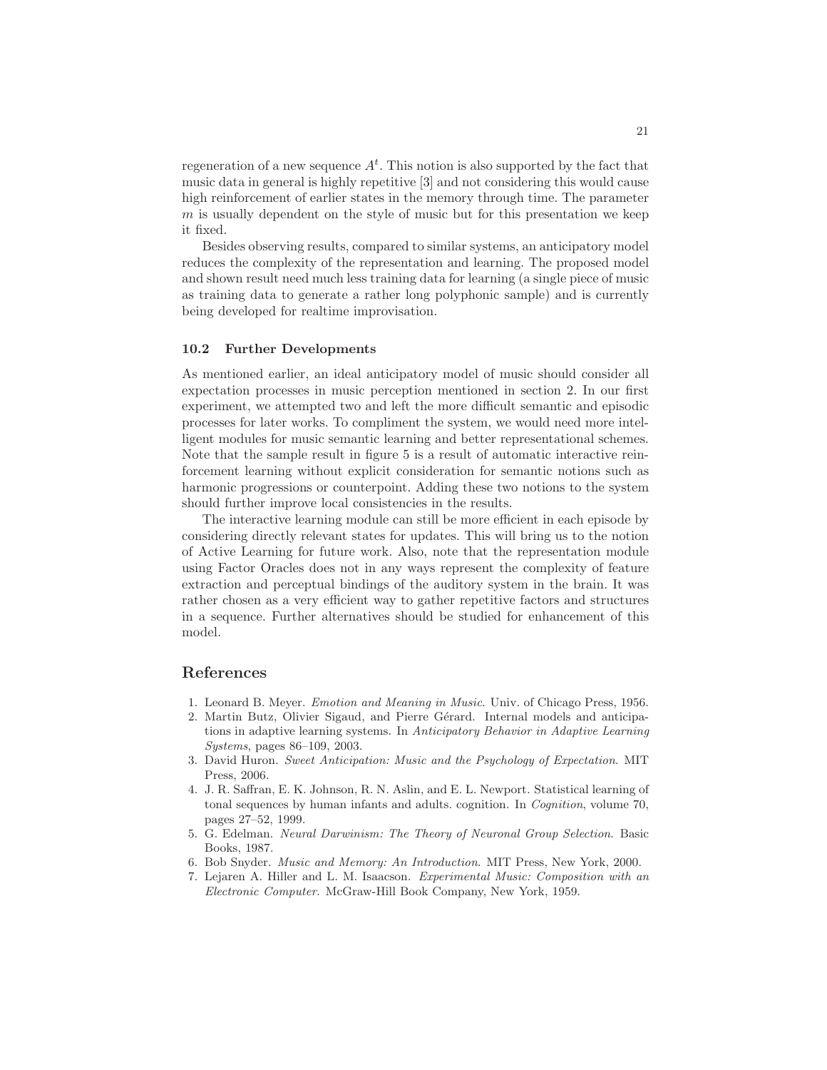regeneration of a new sequence $A^t$. This notion is also supported by the fact that music data in general is highly repetitive [3] and not considering this would cause high reinforcement of earlier states in the memory through time. The parameter $m$ is usually dependent on the style of music but for this presentation we keep it fixed.

Besides observing results, compared to similar systems, an anticipatory model reduces the complexity of the representation and learning. The proposed model and shown result need much less training data for learning (a single piece of music as training data to generate a rather long polyphonic sample) and is currently being developed for realtime improvisation.

### 10.2 Further Developments

As mentioned earlier, an ideal anticipatory model of music should consider all expectation processes in music perception mentioned in section 2. In our first experiment, we attempted two and left the more difficult semantic and episodic processes for later works. To compliment the system, we would need more intelligent modules for music semantic learning and better representational schemes. Note that the sample result in figure 5 is a result of automatic interactive reinforcement learning without explicit consideration for semantic notions such as harmonic progressions or counterpoint. Adding these two notions to the system should further improve local consistencies in the results.

The interactive learning module can still be more efficient in each episode by considering directly relevant states for updates. This will bring us to the notion of Active Learning for future work. Also, note that the representation module using Factor Oracles does not in any ways represent the complexity of feature extraction and perceptual bindings of the auditory system in the brain. It was rather chosen as a very efficient way to gather repetitive factors and structures in a sequence. Further alternatives should be studied for enhancement of this model.

## References

1. Leonard B. Meyer. *Emotion and Meaning in Music*. Univ. of Chicago Press, 1956.
2. Martin Butz, Olivier Sigaud, and Pierre Gérard. Internal models and anticipations in adaptive learning systems. In *Anticipatory Behavior in Adaptive Learning Systems*, pages 86–109, 2003.
3. David Huron. *Sweet Anticipation: Music and the Psychology of Expectation*. MIT Press, 2006.
4. J. R. Saffran, E. K. Johnson, R. N. Aslin, and E. L. Newport. Statistical learning of tonal sequences by human infants and adults. cognition. In *Cognition*, volume 70, pages 27–52, 1999.
5. G. Edelman. *Neural Darwinism: The Theory of Neuronal Group Selection*. Basic Books, 1987.
6. Bob Snyder. *Music and Memory: An Introduction*. MIT Press, New York, 2000.
7. Lejaren A. Hiller and L. M. Isaacson. *Experimental Music: Composition with an Electronic Computer*. McGraw-Hill Book Company, New York, 1959.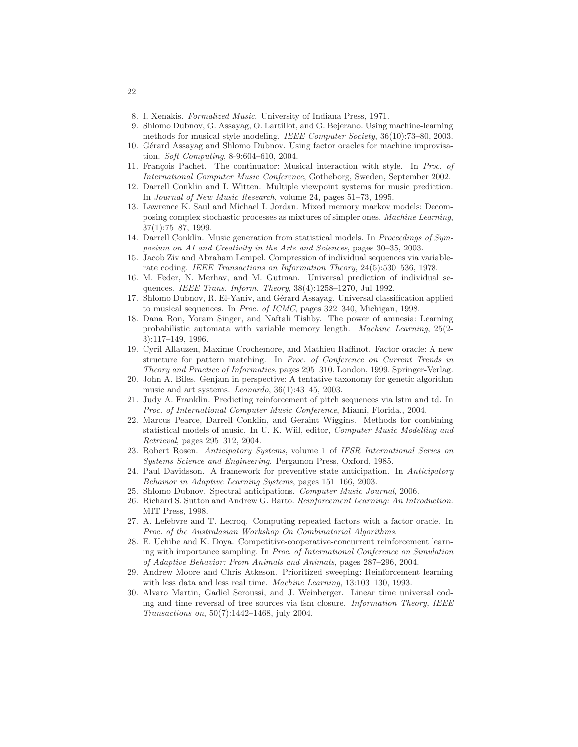8. I. Xenakis. *Formalized Music*. University of Indiana Press, 1971.
9. Shlomo Dubnov, G. Assayag, O. Lartillot, and G. Bejerano. Using machine-learning methods for musical style modeling. *IEEE Computer Society*, 36(10):73–80, 2003.
10. Gérard Assayag and Shlomo Dubnov. Using factor oracles for machine improvisation. *Soft Computing*, 8-9:604–610, 2004.
11. François Pachet. The continuator: Musical interaction with style. In *Proc. of International Computer Music Conference*, Gotheborg, Sweden, September 2002.
12. Darrell Conklin and I. Witten. Multiple viewpoint systems for music prediction. In *Journal of New Music Research*, volume 24, pages 51–73, 1995.
13. Lawrence K. Saul and Michael I. Jordan. Mixed memory markov models: Decomposing complex stochastic processes as mixtures of simpler ones. *Machine Learning*, 37(1):75–87, 1999.
14. Darrell Conklin. Music generation from statistical models. In *Proceedings of Symposium on AI and Creativity in the Arts and Sciences*, pages 30–35, 2003.
15. Jacob Ziv and Abraham Lempel. Compression of individual sequences via variable-rate coding. *IEEE Transactions on Information Theory*, 24(5):530–536, 1978.
16. M. Feder, N. Merhav, and M. Gutman. Universal prediction of individual sequences. *IEEE Trans. Inform. Theory*, 38(4):1258–1270, Jul 1992.
17. Shlomo Dubnov, R. El-Yaniv, and Gérard Assayag. Universal classification applied to musical sequences. In *Proc. of ICMC*, pages 322–340, Michigan, 1998.
18. Dana Ron, Yoram Singer, and Naftali Tishby. The power of amnesia: Learning probabilistic automata with variable memory length. *Machine Learning*, 25(2-3):117–149, 1996.
19. Cyril Allauzen, Maxime Crochemore, and Mathieu Raffinot. Factor oracle: A new structure for pattern matching. In *Proc. of Conference on Current Trends in Theory and Practice of Informatics*, pages 295–310, London, 1999. Springer-Verlag.
20. John A. Biles. Genjam in perspective: A tentative taxonomy for genetic algorithm music and art systems. *Leonardo*, 36(1):43–45, 2003.
21. Judy A. Franklin. Predicting reinforcement of pitch sequences via lstm and td. In *Proc. of International Computer Music Conference*, Miami, Florida., 2004.
22. Marcus Pearce, Darrell Conklin, and Geraint Wiggins. Methods for combining statistical models of music. In U. K. Wiil, editor, *Computer Music Modelling and Retrieval*, pages 295–312, 2004.
23. Robert Rosen. *Anticipatory Systems*, volume 1 of *IFSR International Series on Systems Science and Engineering*. Pergamon Press, Oxford, 1985.
24. Paul Davidsson. A framework for preventive state anticipation. In *Anticipatory Behavior in Adaptive Learning Systems*, pages 151–166, 2003.
25. Shlomo Dubnov. Spectral anticipations. *Computer Music Journal*, 2006.
26. Richard S. Sutton and Andrew G. Barto. *Reinforcement Learning: An Introduction*. MIT Press, 1998.
27. A. Lefebvre and T. Lecroq. Computing repeated factors with a factor oracle. In *Proc. of the Australasian Workshop On Combinatorial Algorithms*.
28. E. Uchibe and K. Doya. Competitive-cooperative-concurrent reinforcement learning with importance sampling. In *Proc. of International Conference on Simulation of Adaptive Behavior: From Animals and Animats*, pages 287–296, 2004.
29. Andrew Moore and Chris Atkeson. Prioritized sweeping: Reinforcement learning with less data and less real time. *Machine Learning*, 13:103–130, 1993.
30. Alvaro Martin, Gadiel Seroussi, and J. Weinberger. Linear time universal coding and time reversal of tree sources via fsm closure. *Information Theory, IEEE Transactions on*, 50(7):1442–1468, july 2004.